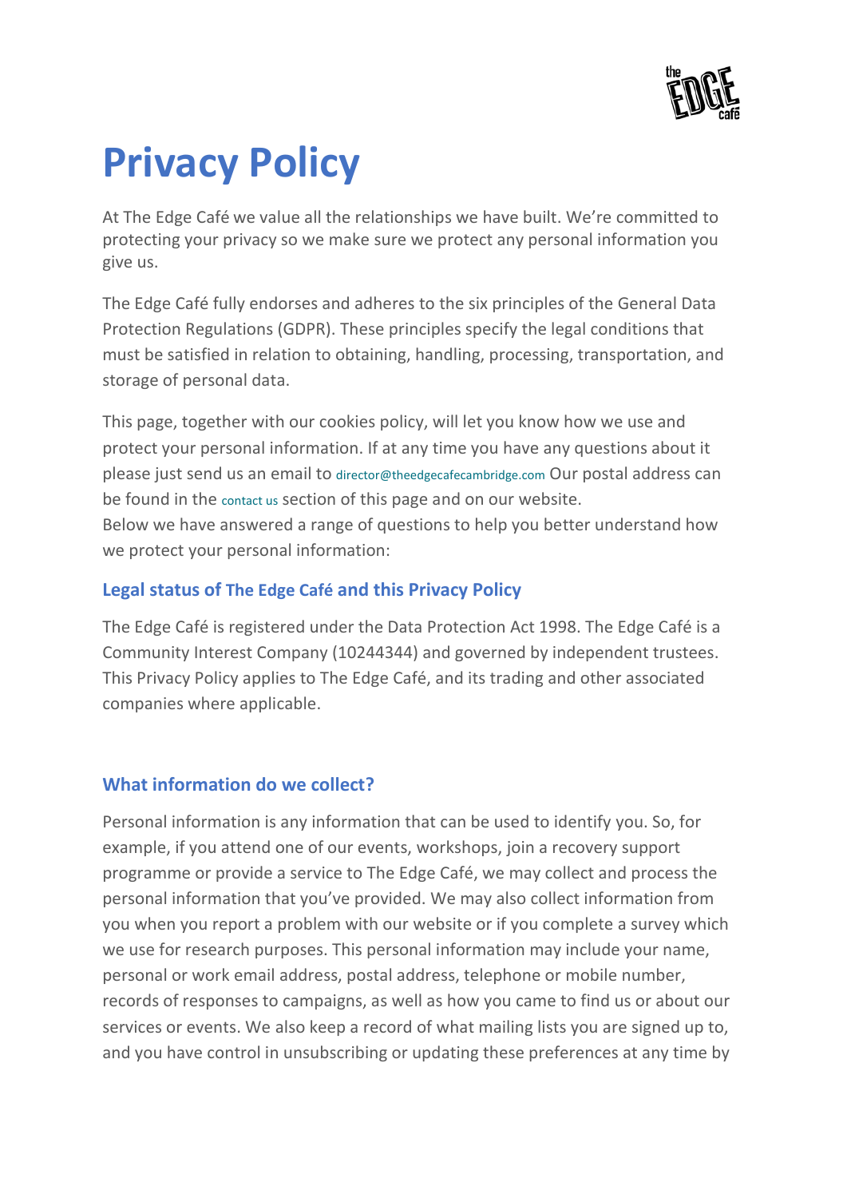# Privacy Policy

At The Edge Café we value all the relationships we have built. We're committed to protecting your privacy so we make sure we protect any personal information you give us.

The Edge Café fully endorses and adheres to the six principles of the General Data Protection Regulations (GDPR). These principles specify the legal conditions that must be satisfied in relation to obtaining, handling, processing, transportation, and storage of personal data.

This page, together with our cookies policy, will let you know how we use and protect your personal information. If at any time you have any questions about it please just send us an email to director@theedgecafecambridge.com Our postal address can be found in the contact us section of this page and on our website.
Below we have answered a range of questions to help you better understand how we protect your personal information:

### Legal status of The Edge Café and this Privacy Policy

The Edge Café is registered under the Data Protection Act 1998. The Edge Café is a Community Interest Company (10244344) and governed by independent trustees. This Privacy Policy applies to The Edge Café, and its trading and other associated companies where applicable.

### What information do we collect?

Personal information is any information that can be used to identify you. So, for example, if you attend one of our events, workshops, join a recovery support programme or provide a service to The Edge Café, we may collect and process the personal information that you've provided. We may also collect information from you when you report a problem with our website or if you complete a survey which we use for research purposes. This personal information may include your name, personal or work email address, postal address, telephone or mobile number, records of responses to campaigns, as well as how you came to find us or about our services or events. We also keep a record of what mailing lists you are signed up to, and you have control in unsubscribing or updating these preferences at any time by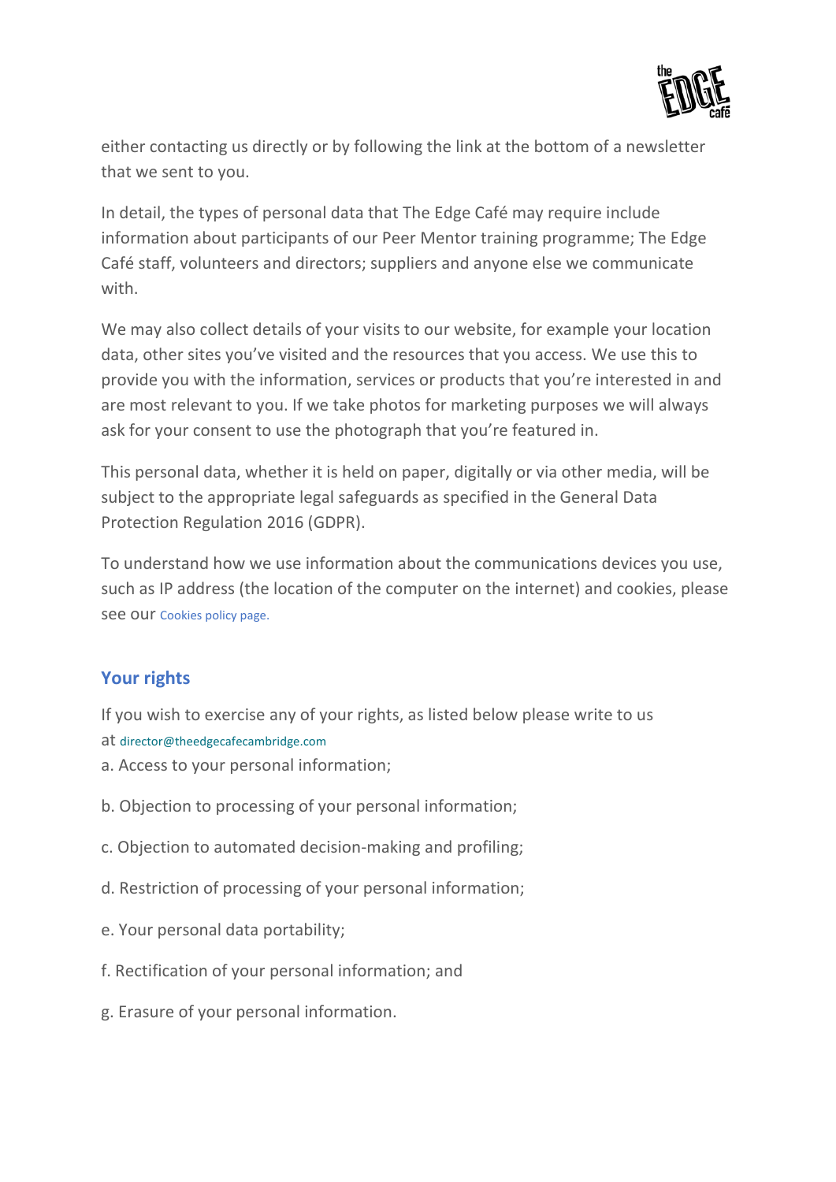either contacting us directly or by following the link at the bottom of a newsletter that we sent to you.

In detail, the types of personal data that The Edge Café may require include information about participants of our Peer Mentor training programme; The Edge Café staff, volunteers and directors; suppliers and anyone else we communicate with.

We may also collect details of your visits to our website, for example your location data, other sites you've visited and the resources that you access. We use this to provide you with the information, services or products that you're interested in and are most relevant to you. If we take photos for marketing purposes we will always ask for your consent to use the photograph that you're featured in.

This personal data, whether it is held on paper, digitally or via other media, will be subject to the appropriate legal safeguards as specified in the General Data Protection Regulation 2016 (GDPR).

To understand how we use information about the communications devices you use, such as IP address (the location of the computer on the internet) and cookies, please see our Cookies policy page.

## Your rights

If you wish to exercise any of your rights, as listed below please write to us at director@theedgecafecambridge.com

a. Access to your personal information;

b. Objection to processing of your personal information;

c. Objection to automated decision-making and profiling;

d. Restriction of processing of your personal information;

e. Your personal data portability;

f. Rectification of your personal information; and

g. Erasure of your personal information.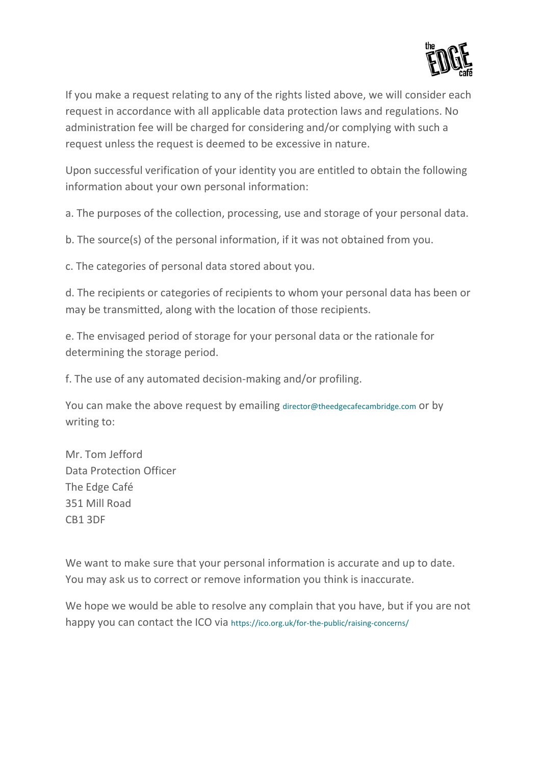If you make a request relating to any of the rights listed above, we will consider each request in accordance with all applicable data protection laws and regulations. No administration fee will be charged for considering and/or complying with such a request unless the request is deemed to be excessive in nature.

Upon successful verification of your identity you are entitled to obtain the following information about your own personal information:

a. The purposes of the collection, processing, use and storage of your personal data.

b. The source(s) of the personal information, if it was not obtained from you.

c. The categories of personal data stored about you.

d. The recipients or categories of recipients to whom your personal data has been or may be transmitted, along with the location of those recipients.

e. The envisaged period of storage for your personal data or the rationale for determining the storage period.

f. The use of any automated decision-making and/or profiling.

You can make the above request by emailing director@theedgecafecambridge.com or by writing to:

Mr. Tom Jefford
Data Protection Officer
The Edge Café
351 Mill Road
CB1 3DF

We want to make sure that your personal information is accurate and up to date. You may ask us to correct or remove information you think is inaccurate.

We hope we would be able to resolve any complain that you have, but if you are not happy you can contact the ICO via https://ico.org.uk/for-the-public/raising-concerns/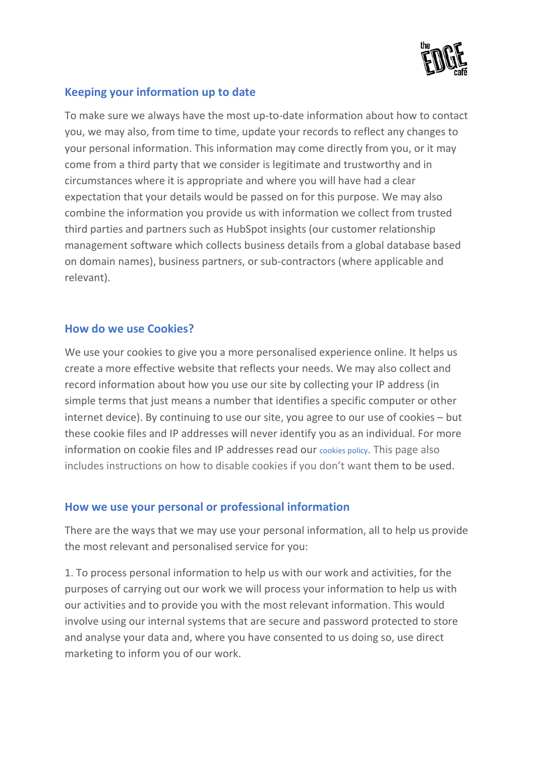## Keeping your information up to date

To make sure we always have the most up-to-date information about how to contact you, we may also, from time to time, update your records to reflect any changes to your personal information. This information may come directly from you, or it may come from a third party that we consider is legitimate and trustworthy and in circumstances where it is appropriate and where you will have had a clear expectation that your details would be passed on for this purpose. We may also combine the information you provide us with information we collect from trusted third parties and partners such as HubSpot insights (our customer relationship management software which collects business details from a global database based on domain names), business partners, or sub-contractors (where applicable and relevant).

## How do we use Cookies?

We use your cookies to give you a more personalised experience online. It helps us create a more effective website that reflects your needs. We may also collect and record information about how you use our site by collecting your IP address (in simple terms that just means a number that identifies a specific computer or other internet device). By continuing to use our site, you agree to our use of cookies – but these cookie files and IP addresses will never identify you as an individual. For more information on cookie files and IP addresses read our cookies policy. This page also includes instructions on how to disable cookies if you don't want them to be used.

## How we use your personal or professional information

There are the ways that we may use your personal information, all to help us provide the most relevant and personalised service for you:

1. To process personal information to help us with our work and activities, for the purposes of carrying out our work we will process your information to help us with our activities and to provide you with the most relevant information. This would involve using our internal systems that are secure and password protected to store and analyse your data and, where you have consented to us doing so, use direct marketing to inform you of our work.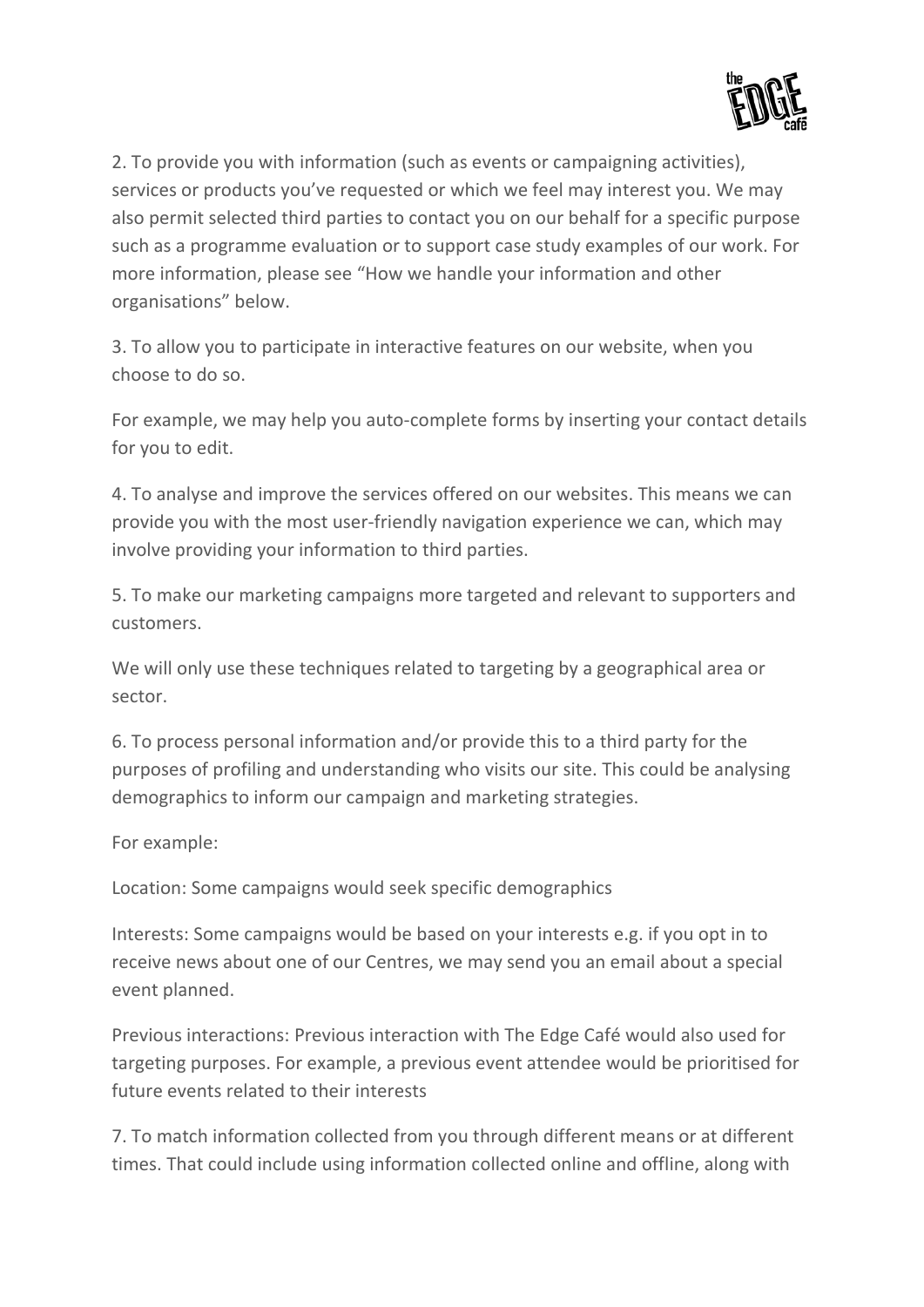2. To provide you with information (such as events or campaigning activities), services or products you've requested or which we feel may interest you. We may also permit selected third parties to contact you on our behalf for a specific purpose such as a programme evaluation or to support case study examples of our work. For more information, please see "How we handle your information and other organisations" below.

3. To allow you to participate in interactive features on our website, when you choose to do so.

For example, we may help you auto-complete forms by inserting your contact details for you to edit.

4. To analyse and improve the services offered on our websites. This means we can provide you with the most user-friendly navigation experience we can, which may involve providing your information to third parties.

5. To make our marketing campaigns more targeted and relevant to supporters and customers.

We will only use these techniques related to targeting by a geographical area or sector.

6. To process personal information and/or provide this to a third party for the purposes of profiling and understanding who visits our site. This could be analysing demographics to inform our campaign and marketing strategies.

For example:

Location: Some campaigns would seek specific demographics

Interests: Some campaigns would be based on your interests e.g. if you opt in to receive news about one of our Centres, we may send you an email about a special event planned.

Previous interactions: Previous interaction with The Edge Café would also used for targeting purposes. For example, a previous event attendee would be prioritised for future events related to their interests

7. To match information collected from you through different means or at different times. That could include using information collected online and offline, along with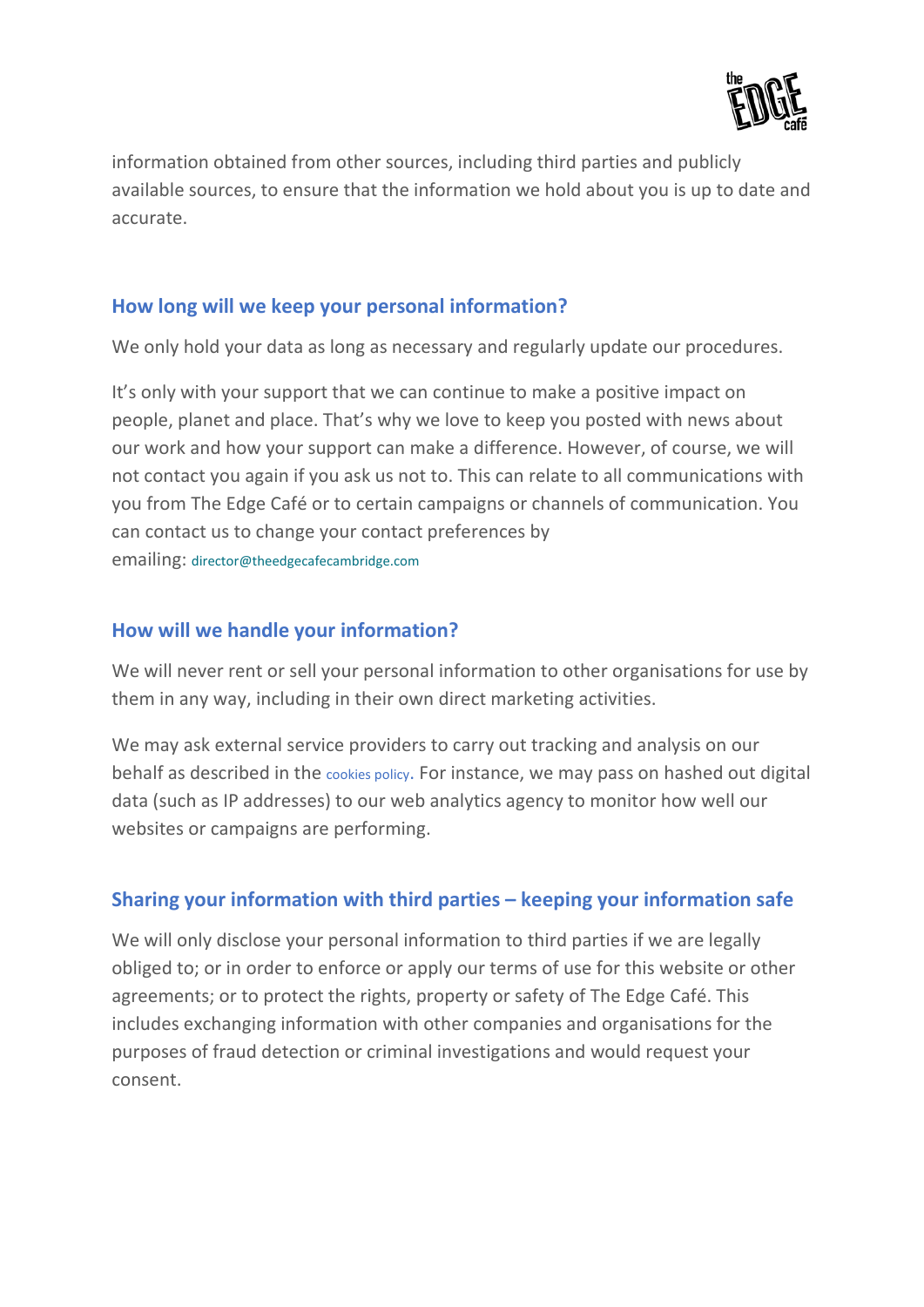information obtained from other sources, including third parties and publicly available sources, to ensure that the information we hold about you is up to date and accurate.

## How long will we keep your personal information?

We only hold your data as long as necessary and regularly update our procedures.

It's only with your support that we can continue to make a positive impact on people, planet and place. That's why we love to keep you posted with news about our work and how your support can make a difference. However, of course, we will not contact you again if you ask us not to. This can relate to all communications with you from The Edge Café or to certain campaigns or channels of communication. You can contact us to change your contact preferences by emailing: director@theedgecafecambridge.com

## How will we handle your information?

We will never rent or sell your personal information to other organisations for use by them in any way, including in their own direct marketing activities.

We may ask external service providers to carry out tracking and analysis on our behalf as described in the cookies policy. For instance, we may pass on hashed out digital data (such as IP addresses) to our web analytics agency to monitor how well our websites or campaigns are performing.

## Sharing your information with third parties – keeping your information safe

We will only disclose your personal information to third parties if we are legally obliged to; or in order to enforce or apply our terms of use for this website or other agreements; or to protect the rights, property or safety of The Edge Café. This includes exchanging information with other companies and organisations for the purposes of fraud detection or criminal investigations and would request your consent.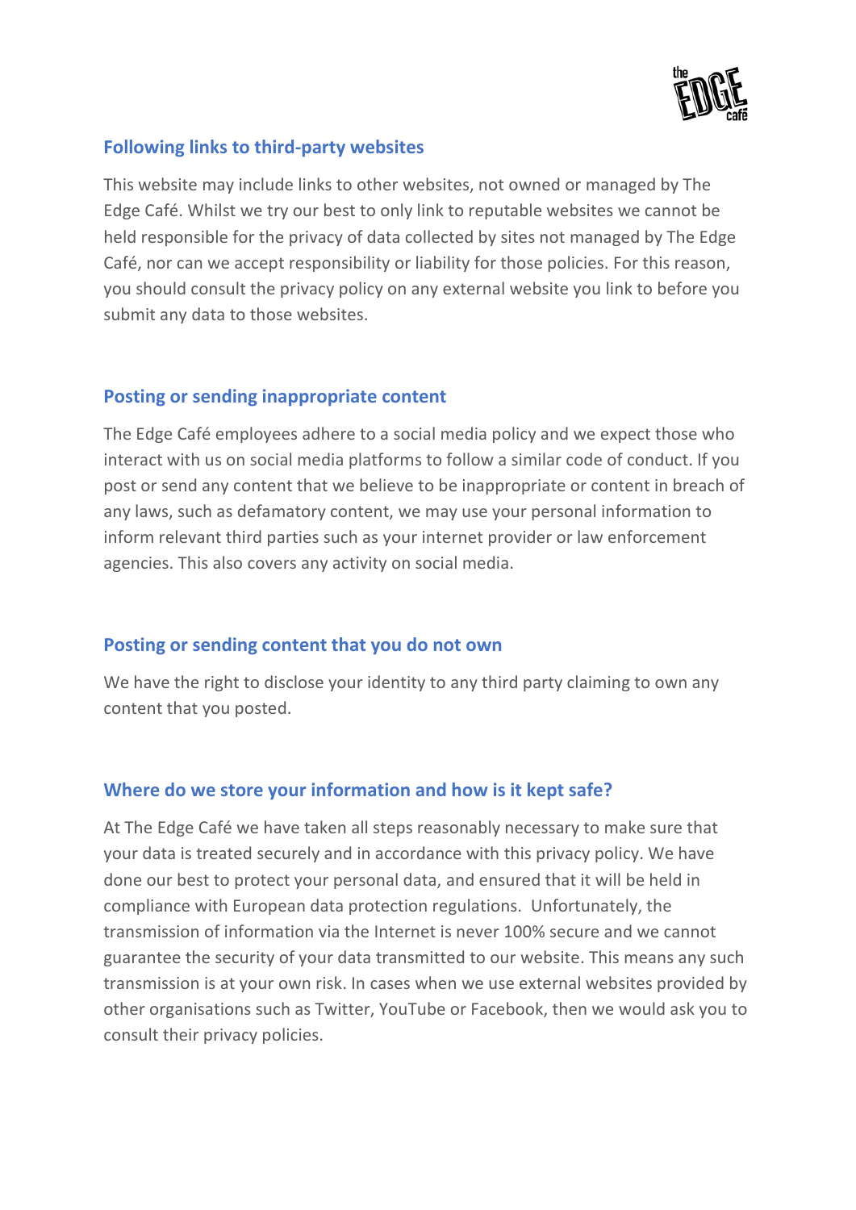## Following links to third-party websites

This website may include links to other websites, not owned or managed by The Edge Café. Whilst we try our best to only link to reputable websites we cannot be held responsible for the privacy of data collected by sites not managed by The Edge Café, nor can we accept responsibility or liability for those policies. For this reason, you should consult the privacy policy on any external website you link to before you submit any data to those websites.

## Posting or sending inappropriate content

The Edge Café employees adhere to a social media policy and we expect those who interact with us on social media platforms to follow a similar code of conduct. If you post or send any content that we believe to be inappropriate or content in breach of any laws, such as defamatory content, we may use your personal information to inform relevant third parties such as your internet provider or law enforcement agencies. This also covers any activity on social media.

## Posting or sending content that you do not own

We have the right to disclose your identity to any third party claiming to own any content that you posted.

## Where do we store your information and how is it kept safe?

At The Edge Café we have taken all steps reasonably necessary to make sure that your data is treated securely and in accordance with this privacy policy. We have done our best to protect your personal data, and ensured that it will be held in compliance with European data protection regulations. Unfortunately, the transmission of information via the Internet is never 100% secure and we cannot guarantee the security of your data transmitted to our website. This means any such transmission is at your own risk. In cases when we use external websites provided by other organisations such as Twitter, YouTube or Facebook, then we would ask you to consult their privacy policies.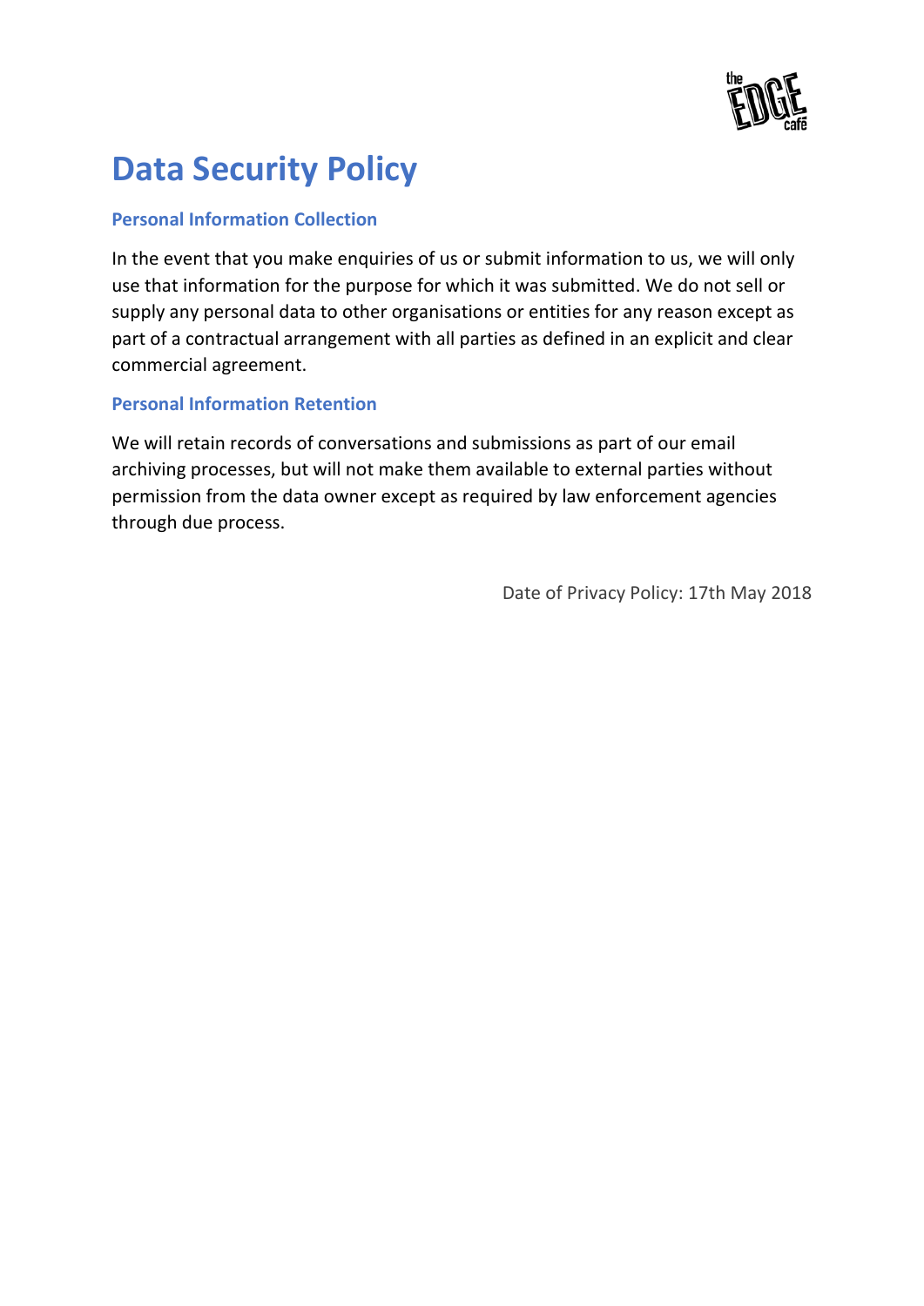# Data Security Policy

## Personal Information Collection

In the event that you make enquiries of us or submit information to us, we will only use that information for the purpose for which it was submitted. We do not sell or supply any personal data to other organisations or entities for any reason except as part of a contractual arrangement with all parties as defined in an explicit and clear commercial agreement.

## Personal Information Retention

We will retain records of conversations and submissions as part of our email archiving processes, but will not make them available to external parties without permission from the data owner except as required by law enforcement agencies through due process.

Date of Privacy Policy: 17th May 2018